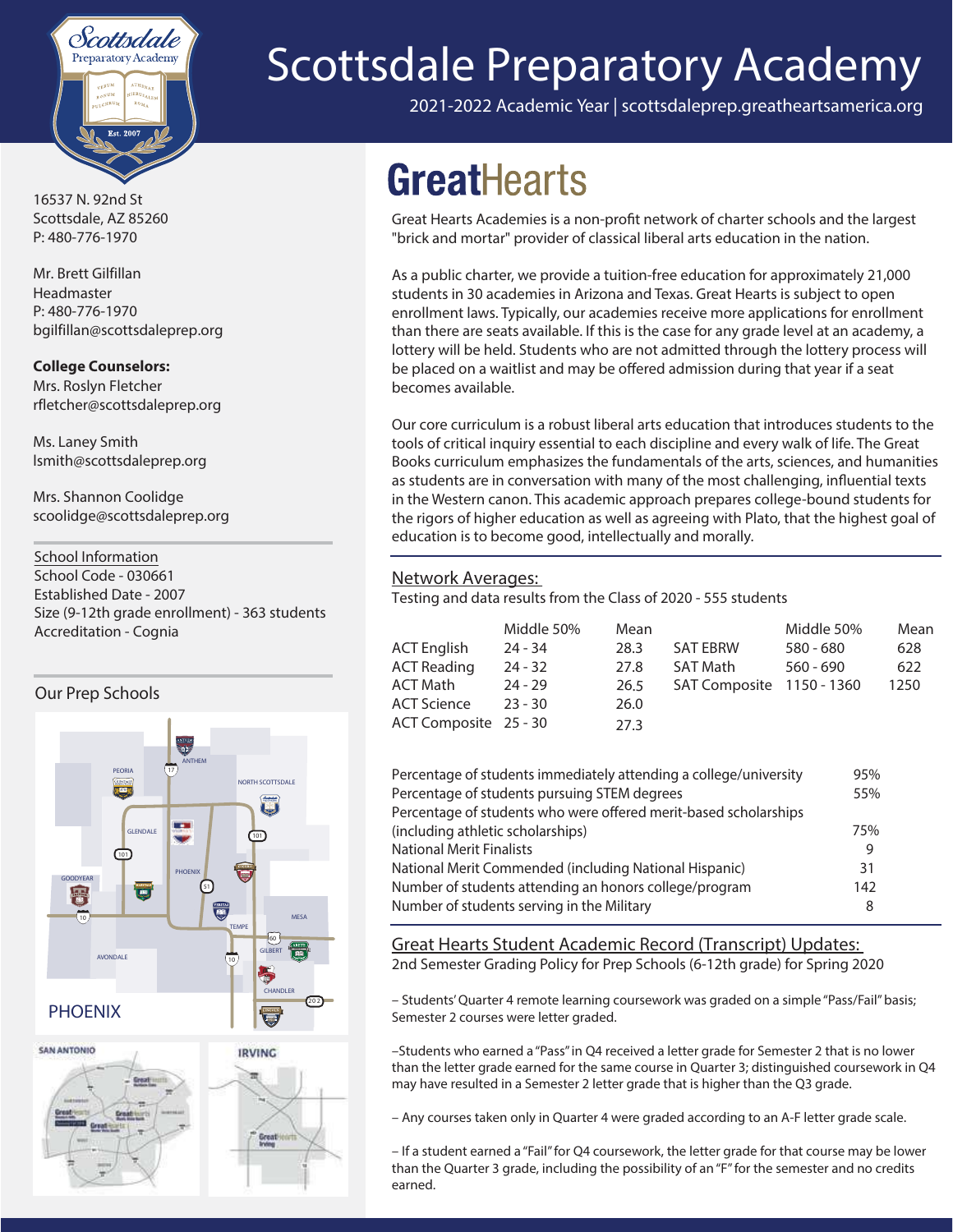# Scottsdale Preparatory Academy

2021-2022 Academic Year | scottsdaleprep.greatheartsamerica.org

16537 N. 92nd St
Scottsdale, AZ 85260
P: 480-776-1970

Mr. Brett Gilfillan
Headmaster
P: 480-776-1970
bgilfillan@scottsdaleprep.org

**College Counselors:**
Mrs. Roslyn Fletcher
rfletcher@scottsdaleprep.org

Ms. Laney Smith
lsmith@scottsdaleprep.org

Mrs. Shannon Coolidge
scoolidge@scottsdaleprep.org

School Information
School Code - 030661
Established Date - 2007
Size (9-12th grade enrollment) - 363 students
Accreditation - Cognia

Our Prep Schools

## GreatHearts

Great Hearts Academies is a non-profit network of charter schools and the largest "brick and mortar" provider of classical liberal arts education in the nation.

As a public charter, we provide a tuition-free education for approximately 21,000 students in 30 academies in Arizona and Texas. Great Hearts is subject to open enrollment laws. Typically, our academies receive more applications for enrollment than there are seats available. If this is the case for any grade level at an academy, a lottery will be held. Students who are not admitted through the lottery process will be placed on a waitlist and may be offered admission during that year if a seat becomes available.

Our core curriculum is a robust liberal arts education that introduces students to the tools of critical inquiry essential to each discipline and every walk of life. The Great Books curriculum emphasizes the fundamentals of the arts, sciences, and humanities as students are in conversation with many of the most challenging, influential texts in the Western canon. This academic approach prepares college-bound students for the rigors of higher education as well as agreeing with Plato, that the highest goal of education is to become good, intellectually and morally.

### Network Averages:

Testing and data results from the Class of 2020 - 555 students

| | Middle 50% | Mean | | Middle 50% | Mean |
|---|---|---|---|---|---|
| ACT English | 24 - 34 | 28.3 | SAT EBRW | 580 - 680 | 628 |
| ACT Reading | 24 - 32 | 27.8 | SAT Math | 560 - 690 | 622 |
| ACT Math | 24 - 29 | 26.5 | SAT Composite | 1150 - 1360 | 1250 |
| ACT Science | 23 - 30 | 26.0 | | | |
| ACT Composite | 25 - 30 | 27.3 | | | |

| | |
|---|---|
| Percentage of students immediately attending a college/university | 95% |
| Percentage of students pursuing STEM degrees | 55% |
| Percentage of students who were offered merit-based scholarships (including athletic scholarships) | 75% |
| National Merit Finalists | 9 |
| National Merit Commended (including National Hispanic) | 31 |
| Number of students attending an honors college/program | 142 |
| Number of students serving in the Military | 8 |

### Great Hearts Student Academic Record (Transcript) Updates:

2nd Semester Grading Policy for Prep Schools (6-12th grade) for Spring 2020

– Students' Quarter 4 remote learning coursework was graded on a simple "Pass/Fail" basis; Semester 2 courses were letter graded.

–Students who earned a "Pass" in Q4 received a letter grade for Semester 2 that is no lower than the letter grade earned for the same course in Quarter 3; distinguished coursework in Q4 may have resulted in a Semester 2 letter grade that is higher than the Q3 grade.

– Any courses taken only in Quarter 4 were graded according to an A-F letter grade scale.

– If a student earned a "Fail" for Q4 coursework, the letter grade for that course may be lower than the Quarter 3 grade, including the possibility of an "F" for the semester and no credits earned.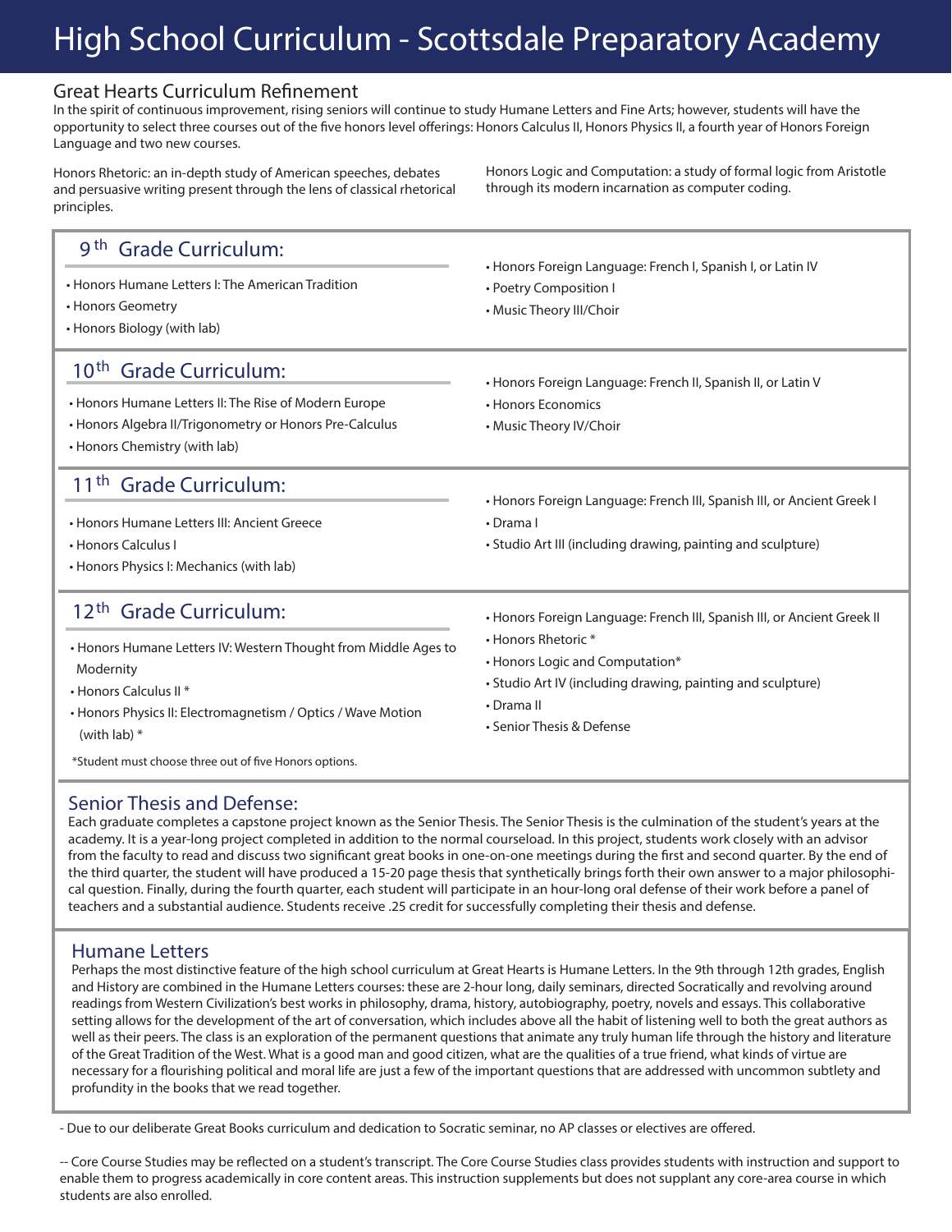# High School Curriculum - Scottsdale Preparatory Academy

## Great Hearts Curriculum Refinement

In the spirit of continuous improvement, rising seniors will continue to study Humane Letters and Fine Arts; however, students will have the opportunity to select three courses out of the five honors level offerings: Honors Calculus II, Honors Physics II, a fourth year of Honors Foreign Language and two new courses.

Honors Rhetoric: an in-depth study of American speeches, debates and persuasive writing present through the lens of classical rhetorical principles.

Honors Logic and Computation: a study of formal logic from Aristotle through its modern incarnation as computer coding.

### 9th Grade Curriculum:

- Honors Humane Letters I: The American Tradition
- Honors Geometry
- Honors Biology (with lab)
- Honors Foreign Language: French I, Spanish I, or Latin IV
- Poetry Composition I
- Music Theory III/Choir

### 10th Grade Curriculum:

- Honors Humane Letters II: The Rise of Modern Europe
- Honors Algebra II/Trigonometry or Honors Pre-Calculus
- Honors Chemistry (with lab)
- Honors Foreign Language: French II, Spanish II, or Latin V
- Honors Economics
- Music Theory IV/Choir

### 11th Grade Curriculum:

- Honors Humane Letters III: Ancient Greece
- Honors Calculus I
- Honors Physics I: Mechanics (with lab)
- Honors Foreign Language: French III, Spanish III, or Ancient Greek I
- Drama I
- Studio Art III (including drawing, painting and sculpture)

### 12th Grade Curriculum:

- Honors Humane Letters IV: Western Thought from Middle Ages to Modernity
- Honors Calculus II *
- Honors Physics II: Electromagnetism / Optics / Wave Motion (with lab) *
- Honors Foreign Language: French III, Spanish III, or Ancient Greek II
- Honors Rhetoric *
- Honors Logic and Computation*
- Studio Art IV (including drawing, painting and sculpture)
- Drama II
- Senior Thesis & Defense

*Student must choose three out of five Honors options.

## Senior Thesis and Defense:

Each graduate completes a capstone project known as the Senior Thesis. The Senior Thesis is the culmination of the student's years at the academy. It is a year-long project completed in addition to the normal courseload. In this project, students work closely with an advisor from the faculty to read and discuss two significant great books in one-on-one meetings during the first and second quarter. By the end of the third quarter, the student will have produced a 15-20 page thesis that synthetically brings forth their own answer to a major philosophical question. Finally, during the fourth quarter, each student will participate in an hour-long oral defense of their work before a panel of teachers and a substantial audience. Students receive .25 credit for successfully completing their thesis and defense.

## Humane Letters

Perhaps the most distinctive feature of the high school curriculum at Great Hearts is Humane Letters. In the 9th through 12th grades, English and History are combined in the Humane Letters courses: these are 2-hour long, daily seminars, directed Socratically and revolving around readings from Western Civilization's best works in philosophy, drama, history, autobiography, poetry, novels and essays. This collaborative setting allows for the development of the art of conversation, which includes above all the habit of listening well to both the great authors as well as their peers. The class is an exploration of the permanent questions that animate any truly human life through the history and literature of the Great Tradition of the West. What is a good man and good citizen, what are the qualities of a true friend, what kinds of virtue are necessary for a flourishing political and moral life are just a few of the important questions that are addressed with uncommon subtlety and profundity in the books that we read together.

- Due to our deliberate Great Books curriculum and dedication to Socratic seminar, no AP classes or electives are offered.

-- Core Course Studies may be reflected on a student's transcript. The Core Course Studies class provides students with instruction and support to enable them to progress academically in core content areas. This instruction supplements but does not supplant any core-area course in which students are also enrolled.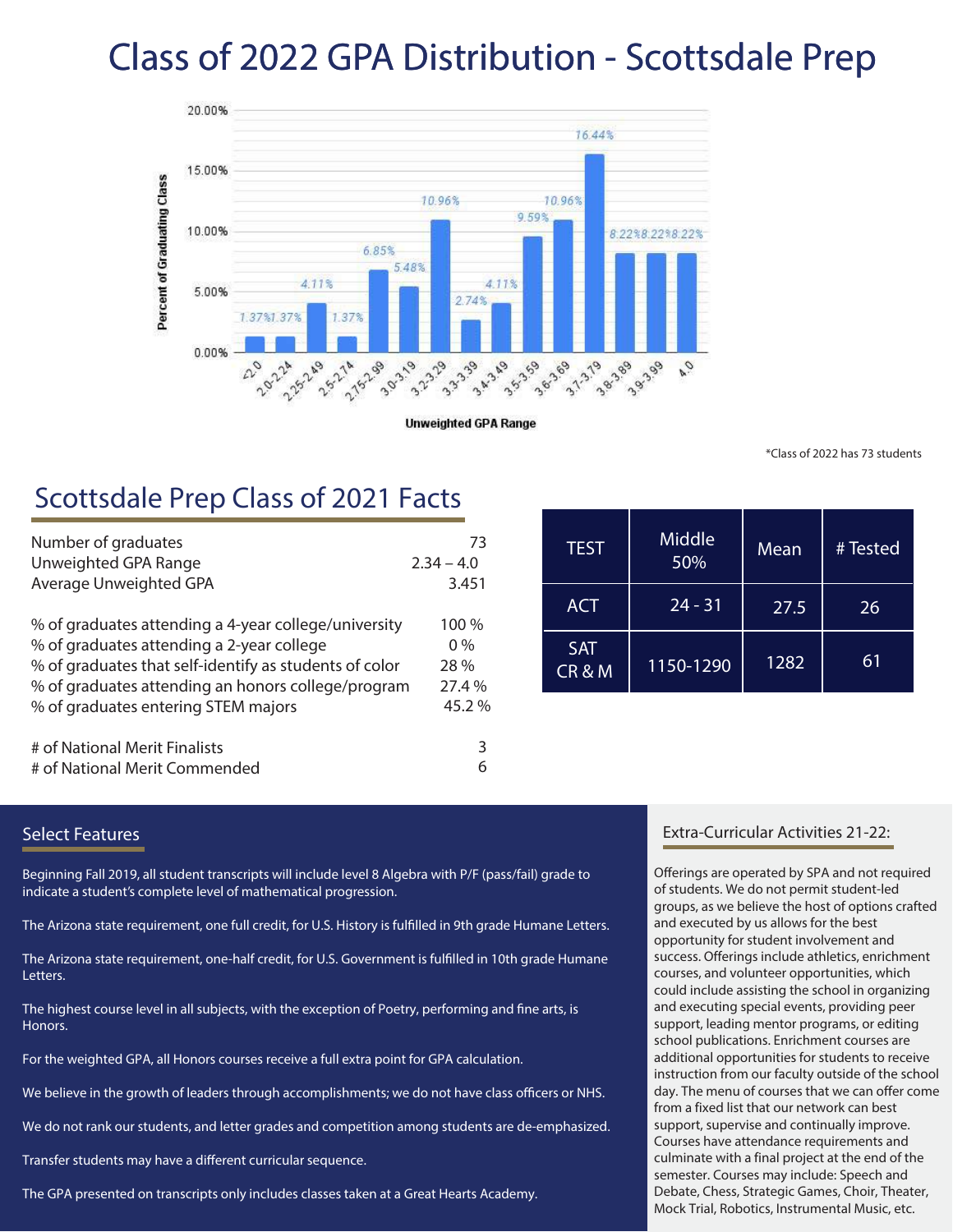# Class of 2022 GPA Distribution - Scottsdale Prep

| Unweighted GPA Range | Percent of Graduating Class |
| --- | --- |
| <2.0 | 1.37% |
| 2.0-2.24 | 1.37% |
| 2.25-2.49 | 4.11% |
| 2.5-2.74 | 1.37% |
| 2.75-2.99 | 6.85% |
| 3.0-3.19 | 5.48% |
| 3.2-3.29 | 10.96% |
| 3.3-3.39 | 2.74% |
| 3.4-3.49 | 4.11% |
| 3.5-3.59 | 9.59% |
| 3.6-3.69 | 10.96% |
| 3.7-3.79 | 16.44% |
| 3.8-3.89 | 8.22% |
| 3.9-3.99 | 8.22% |
| 4.0 | 8.22% |

*Class of 2022 has 73 students

## Scottsdale Prep Class of 2021 Facts

| | |
| --- | --- |
| Number of graduates | 73 |
| Unweighted GPA Range | 2.34 – 4.0 |
| Average Unweighted GPA | 3.451 |
| % of graduates attending a 4-year college/university | 100 % |
| % of graduates attending a 2-year college | 0 % |
| % of graduates that self-identify as students of color | 28 % |
| % of graduates attending an honors college/program | 27.4 % |
| % of graduates entering STEM majors | 45.2 % |
| # of National Merit Finalists | 3 |
| # of National Merit Commended | 6 |

| TEST | Middle 50% | Mean | # Tested |
| --- | --- | --- | --- |
| ACT | 24 - 31 | 27.5 | 26 |
| SAT CR & M | 1150-1290 | 1282 | 61 |

### Select Features

Beginning Fall 2019, all student transcripts will include level 8 Algebra with P/F (pass/fail) grade to indicate a student's complete level of mathematical progression.

The Arizona state requirement, one full credit, for U.S. History is fulfilled in 9th grade Humane Letters.

The Arizona state requirement, one-half credit, for U.S. Government is fulfilled in 10th grade Humane Letters.

The highest course level in all subjects, with the exception of Poetry, performing and fine arts, is Honors.

For the weighted GPA, all Honors courses receive a full extra point for GPA calculation.

We believe in the growth of leaders through accomplishments; we do not have class officers or NHS.

We do not rank our students, and letter grades and competition among students are de-emphasized.

Transfer students may have a different curricular sequence.

The GPA presented on transcripts only includes classes taken at a Great Hearts Academy.

### Extra-Curricular Activities 21-22:

Offerings are operated by SPA and not required of students. We do not permit student-led groups, as we believe the host of options crafted and executed by us allows for the best opportunity for student involvement and success. Offerings include athletics, enrichment courses, and volunteer opportunities, which could include assisting the school in organizing and executing special events, providing peer support, leading mentor programs, or editing school publications. Enrichment courses are additional opportunities for students to receive instruction from our faculty outside of the school day. The menu of courses that we can offer come from a fixed list that our network can best support, supervise and continually improve. Courses have attendance requirements and culminate with a final project at the end of the semester. Courses may include: Speech and Debate, Chess, Strategic Games, Choir, Theater, Mock Trial, Robotics, Instrumental Music, etc.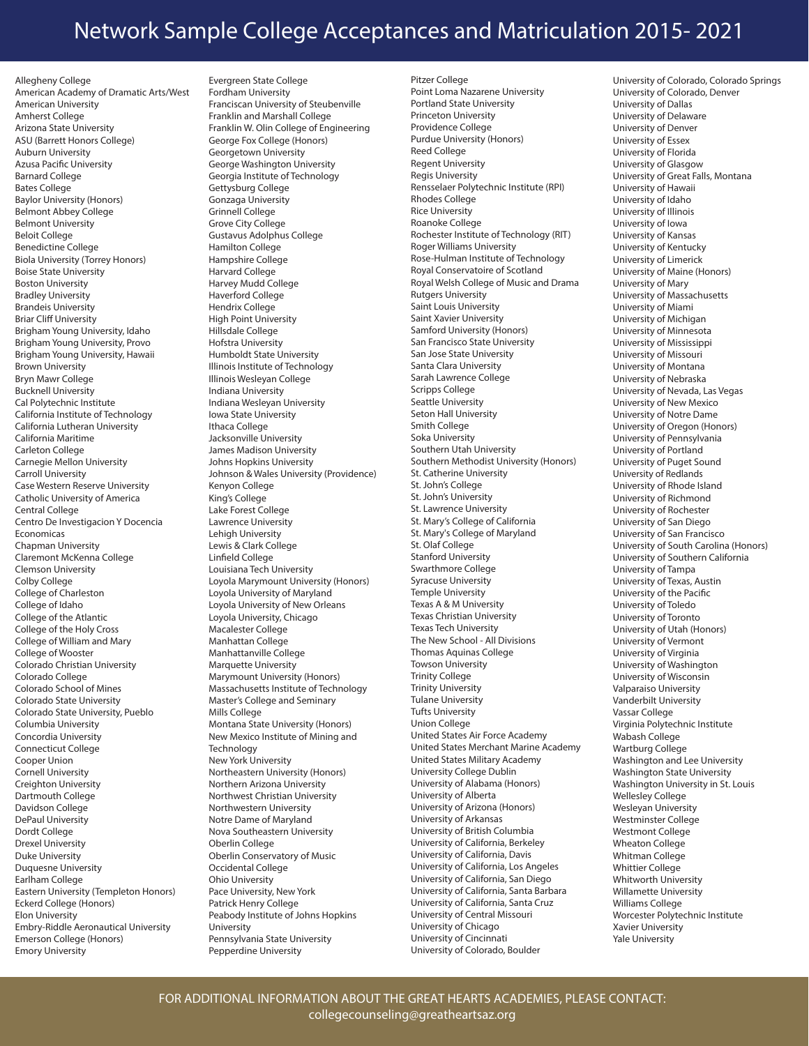# Network Sample College Acceptances and Matriculation 2015- 2021

Allegheny College
American Academy of Dramatic Arts/West
American University
Amherst College
Arizona State University
ASU (Barrett Honors College)
Auburn University
Azusa Pacific University
Barnard College
Bates College
Baylor University (Honors)
Belmont Abbey College
Belmont University
Beloit College
Benedictine College
Biola University (Torrey Honors)
Boise State University
Boston University
Bradley University
Brandeis University
Briar Cliff University
Brigham Young University, Idaho
Brigham Young University, Provo
Brigham Young University, Hawaii
Brown University
Bryn Mawr College
Bucknell University
Cal Polytechnic Institute
California Institute of Technology
California Lutheran University
California Maritime
Carleton College
Carnegie Mellon University
Carroll University
Case Western Reserve University
Catholic University of America
Central College
Centro De Investigacion Y Docencia Economicas
Chapman University
Claremont McKenna College
Clemson University
Colby College
College of Charleston
College of Idaho
College of the Atlantic
College of the Holy Cross
College of William and Mary
College of Wooster
Colorado Christian University
Colorado College
Colorado School of Mines
Colorado State University
Colorado State University, Pueblo
Columbia University
Concordia University
Connecticut College
Cooper Union
Cornell University
Creighton University
Dartmouth College
Davidson College
DePaul University
Dordt College
Drexel University
Duke University
Duquesne University
Earlham College
Eastern University (Templeton Honors)
Eckerd College (Honors)
Elon University
Embry-Riddle Aeronautical University
Emerson College (Honors)
Emory University
Evergreen State College
Fordham University
Franciscan University of Steubenville
Franklin and Marshall College
Franklin W. Olin College of Engineering
George Fox College (Honors)
Georgetown University
George Washington University
Georgia Institute of Technology
Gettysburg College
Gonzaga University
Grinnell College
Grove City College
Gustavus Adolphus College
Hamilton College
Hampshire College
Harvard College
Harvey Mudd College
Haverford College
Hendrix College
High Point University
Hillsdale College
Hofstra University
Humboldt State University
Illinois Institute of Technology
Illinois Wesleyan University
Indiana University
Indiana Wesleyan University
Iowa State University
Ithaca College
Jacksonville University
James Madison University
Johns Hopkins University
Johnson & Wales University (Providence)
Kenyon College
King's College
Lake Forest College
Lawrence University
Lehigh University
Lewis & Clark College
Linfield College
Louisiana Tech University
Loyola Marymount University (Honors)
Loyola University of Maryland
Loyola University of New Orleans
Loyola University, Chicago
Macalester College
Manhattan College
Manhattanville College
Marquette University
Marymount University (Honors)
Massachusetts Institute of Technology
Master's College and Seminary
Mills College
Montana State University (Honors)
New Mexico Institute of Mining and Technology
New York University
Northeastern University (Honors)
Northern Arizona University
Northwest Christian University
Northwestern University
Notre Dame of Maryland
Nova Southeastern University
Oberlin College
Oberlin Conservatory of Music
Occidental College
Ohio University
Pace University, New York
Patrick Henry College
Peabody Institute of Johns Hopkins University
Pennsylvania State University
Pepperdine University
Pitzer College
Point Loma Nazarene University
Portland State University
Princeton University
Providence College
Purdue University (Honors)
Reed College
Regent University
Regis University
Rensselaer Polytechnic Institute (RPI)
Rhodes College
Rice University
Roanoke College
Rochester Institute of Technology (RIT)
Roger Williams University
Rose-Hulman Institute of Technology
Royal Conservatoire of Scotland
Royal Welsh College of Music and Drama
Rutgers University
Saint Louis University
Saint Xavier University
Samford University (Honors)
San Francisco State University
San Jose State University
Santa Clara University
Sarah Lawrence College
Scripps College
Seattle University
Seton Hall University
Smith College
Soka University
Southern Utah University
Southern Methodist University (Honors)
St. Catherine University
St. John's College
St. John's University
St. Lawrence University
St. Mary's College of California
St. Mary's College of Maryland
St. Olaf College
Stanford University
Swarthmore College
Syracuse University
Temple University
Texas A & M University
Texas Christian University
Texas Tech University
The New School - All Divisions
Thomas Aquinas College
Towson University
Trinity College
Trinity University
Tulane University
Tufts University
Union College
United States Air Force Academy
United States Merchant Marine Academy
United States Military Academy
University College Dublin
University of Alabama (Honors)
University of Alberta
University of Arizona (Honors)
University of Arkansas
University of British Columbia
University of California, Berkeley
University of California, Davis
University of California, Los Angeles
University of California, San Diego
University of California, Santa Barbara
University of California, Santa Cruz
University of Central Missouri
University of Chicago
University of Cincinnati
University of Colorado, Boulder
University of Colorado, Colorado Springs
University of Colorado, Denver
University of Dallas
University of Delaware
University of Denver
University of Essex
University of Florida
University of Glasgow
University of Great Falls, Montana
University of Hawaii
University of Idaho
University of Illinois
University of Iowa
University of Kansas
University of Kentucky
University of Limerick
University of Maine (Honors)
University of Mary
University of Massachusetts
University of Miami
University of Michigan
University of Minnesota
University of Mississippi
University of Missouri
University of Montana
University of Nebraska
University of Nevada, Las Vegas
University of New Mexico
University of Notre Dame
University of Oregon (Honors)
University of Pennsylvania
University of Portland
University of Puget Sound
University of Redlands
University of Rhode Island
University of Richmond
University of Rochester
University of San Diego
University of San Francisco
University of South Carolina (Honors)
University of Southern California
University of Tampa
University of Texas, Austin
University of the Pacific
University of Toledo
University of Toronto
University of Utah (Honors)
University of Vermont
University of Virginia
University of Washington
University of Wisconsin
Valparaiso University
Vanderbilt University
Vassar College
Virginia Polytechnic Institute
Wabash College
Wartburg College
Washington and Lee University
Washington State University
Washington University in St. Louis
Wellesley College
Wesleyan University
Westminster College
Westmont College
Wheaton College
Whitman College
Whittier College
Whitworth University
Willamette University
Williams College
Worcester Polytechnic Institute
Xavier University
Yale University

FOR ADDITIONAL INFORMATION ABOUT THE GREAT HEARTS ACADEMIES, PLEASE CONTACT:
collegecounseling@greatheartsaz.org